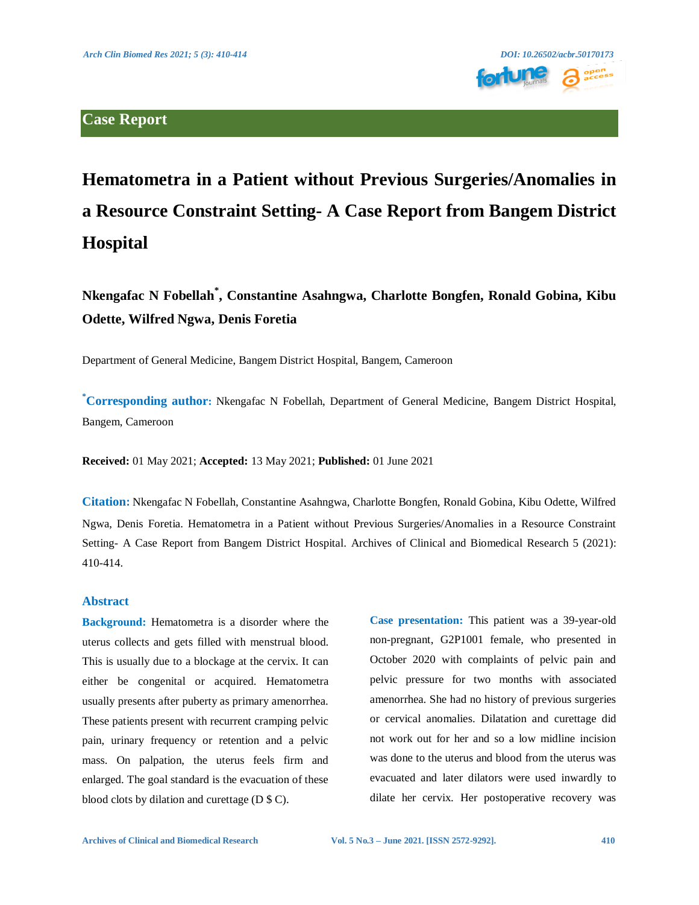**Case Report**

# Hematometra in a Patient without Previous Surgeries/Anomalies in a Resource Constraint Setting- A Case Report from Bangem District Hospital

**Nkengafac N Fobellah*, Constantine Asahngwa, Charlotte Bongfen, Ronald Gobina, Kibu Odette, Wilfred Ngwa, Denis Foretia**

Department of General Medicine, Bangem District Hospital, Bangem, Cameroon

***Corresponding author:** Nkengafac N Fobellah, Department of General Medicine, Bangem District Hospital, Bangem, Cameroon

**Received:** 01 May 2021; **Accepted:** 13 May 2021; **Published:** 01 June 2021

**Citation:** Nkengafac N Fobellah, Constantine Asahngwa, Charlotte Bongfen, Ronald Gobina, Kibu Odette, Wilfred Ngwa, Denis Foretia. Hematometra in a Patient without Previous Surgeries/Anomalies in a Resource Constraint Setting- A Case Report from Bangem District Hospital. Archives of Clinical and Biomedical Research 5 (2021): 410-414.

## Abstract

**Background:** Hematometra is a disorder where the uterus collects and gets filled with menstrual blood. This is usually due to a blockage at the cervix. It can either be congenital or acquired. Hematometra usually presents after puberty as primary amenorrhea. These patients present with recurrent cramping pelvic pain, urinary frequency or retention and a pelvic mass. On palpation, the uterus feels firm and enlarged. The goal standard is the evacuation of these blood clots by dilation and curettage (D $ C).

**Case presentation:** This patient was a 39-year-old non-pregnant, G2P1001 female, who presented in October 2020 with complaints of pelvic pain and pelvic pressure for two months with associated amenorrhea. She had no history of previous surgeries or cervical anomalies. Dilatation and curettage did not work out for her and so a low midline incision was done to the uterus and blood from the uterus was evacuated and later dilators were used inwardly to dilate her cervix. Her postoperative recovery was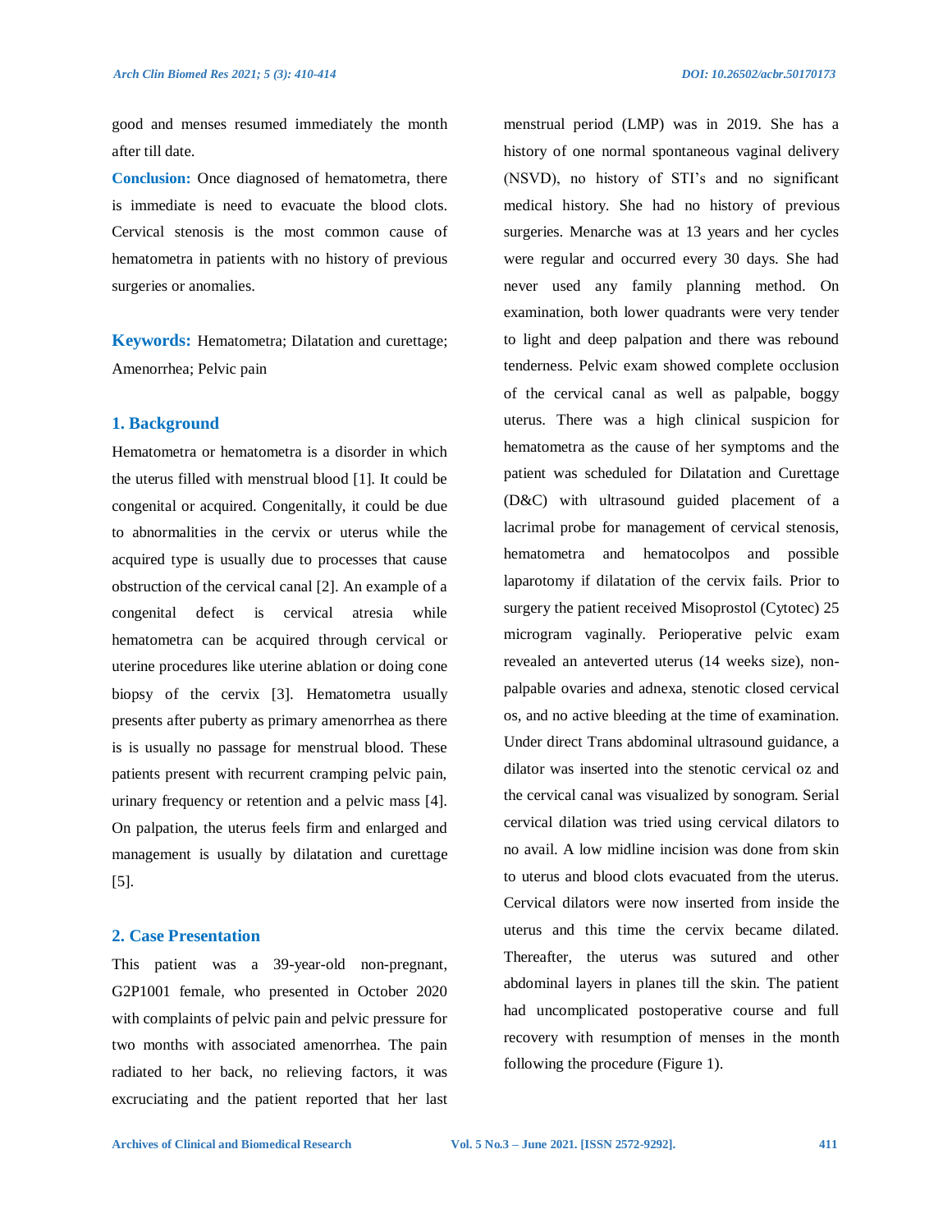good and menses resumed immediately the month after till date.

**Conclusion:** Once diagnosed of hematometra, there is immediate is need to evacuate the blood clots. Cervical stenosis is the most common cause of hematometra in patients with no history of previous surgeries or anomalies.

**Keywords:** Hematometra; Dilatation and curettage; Amenorrhea; Pelvic pain

## 1. Background

Hematometra or hematometra is a disorder in which the uterus filled with menstrual blood [1]. It could be congenital or acquired. Congenitally, it could be due to abnormalities in the cervix or uterus while the acquired type is usually due to processes that cause obstruction of the cervical canal [2]. An example of a congenital defect is cervical atresia while hematometra can be acquired through cervical or uterine procedures like uterine ablation or doing cone biopsy of the cervix [3]. Hematometra usually presents after puberty as primary amenorrhea as there is is usually no passage for menstrual blood. These patients present with recurrent cramping pelvic pain, urinary frequency or retention and a pelvic mass [4]. On palpation, the uterus feels firm and enlarged and management is usually by dilatation and curettage [5].

## 2. Case Presentation

This patient was a 39-year-old non-pregnant, G2P1001 female, who presented in October 2020 with complaints of pelvic pain and pelvic pressure for two months with associated amenorrhea. The pain radiated to her back, no relieving factors, it was excruciating and the patient reported that her last menstrual period (LMP) was in 2019. She has a history of one normal spontaneous vaginal delivery (NSVD), no history of STI's and no significant medical history. She had no history of previous surgeries. Menarche was at 13 years and her cycles were regular and occurred every 30 days. She had never used any family planning method. On examination, both lower quadrants were very tender to light and deep palpation and there was rebound tenderness. Pelvic exam showed complete occlusion of the cervical canal as well as palpable, boggy uterus. There was a high clinical suspicion for hematometra as the cause of her symptoms and the patient was scheduled for Dilatation and Curettage (D&C) with ultrasound guided placement of a lacrimal probe for management of cervical stenosis, hematometra and hematocolpos and possible laparotomy if dilatation of the cervix fails. Prior to surgery the patient received Misoprostol (Cytotec) 25 microgram vaginally. Perioperative pelvic exam revealed an anteverted uterus (14 weeks size), non-palpable ovaries and adnexa, stenotic closed cervical os, and no active bleeding at the time of examination. Under direct Trans abdominal ultrasound guidance, a dilator was inserted into the stenotic cervical oz and the cervical canal was visualized by sonogram. Serial cervical dilation was tried using cervical dilators to no avail. A low midline incision was done from skin to uterus and blood clots evacuated from the uterus. Cervical dilators were now inserted from inside the uterus and this time the cervix became dilated. Thereafter, the uterus was sutured and other abdominal layers in planes till the skin. The patient had uncomplicated postoperative course and full recovery with resumption of menses in the month following the procedure (Figure 1).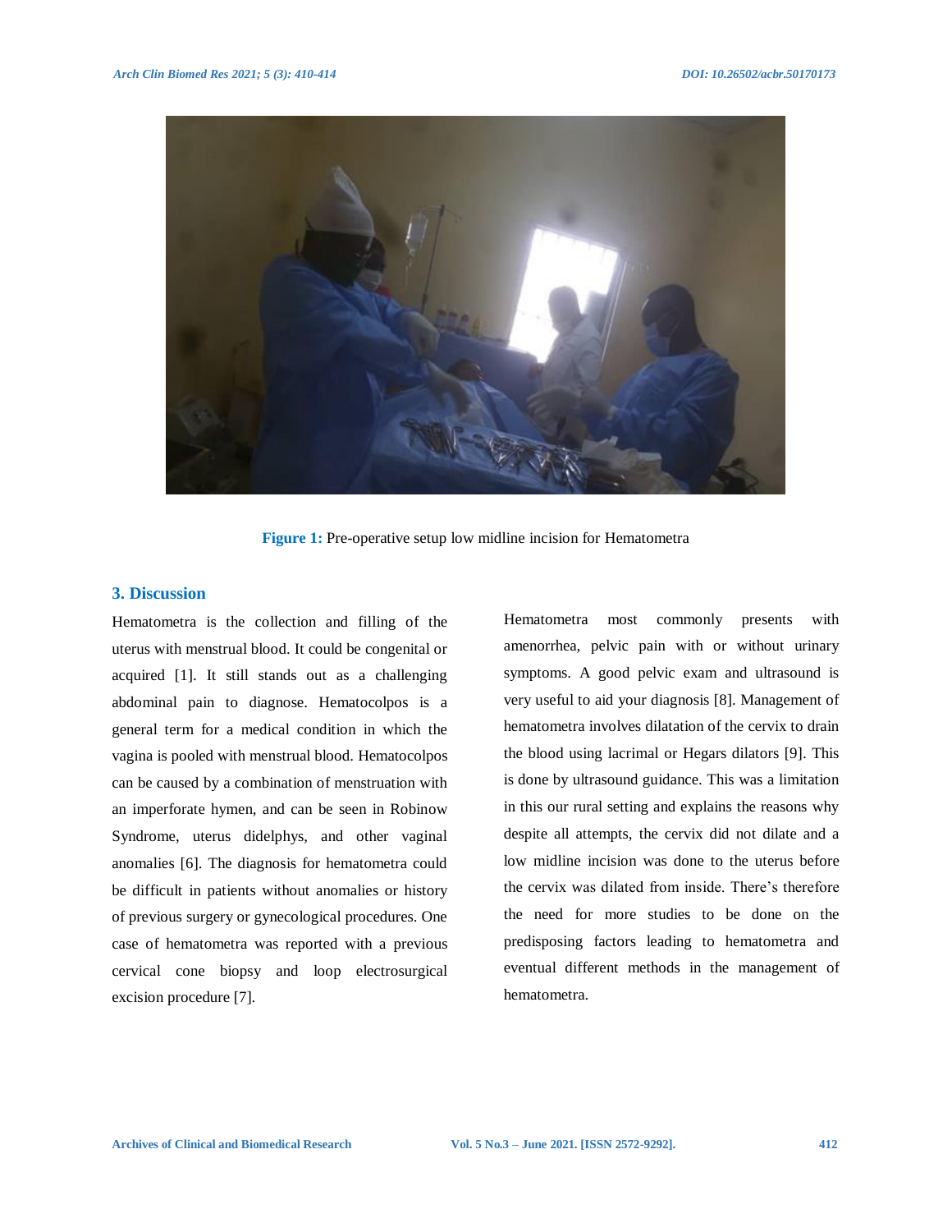Figure 1: Pre-operative setup low midline incision for Hematometra

## 3. Discussion

Hematometra is the collection and filling of the uterus with menstrual blood. It could be congenital or acquired [1]. It still stands out as a challenging abdominal pain to diagnose. Hematocolpos is a general term for a medical condition in which the vagina is pooled with menstrual blood. Hematocolpos can be caused by a combination of menstruation with an imperforate hymen, and can be seen in Robinow Syndrome, uterus didelphys, and other vaginal anomalies [6]. The diagnosis for hematometra could be difficult in patients without anomalies or history of previous surgery or gynecological procedures. One case of hematometra was reported with a previous cervical cone biopsy and loop electrosurgical excision procedure [7].

Hematometra most commonly presents with amenorrhea, pelvic pain with or without urinary symptoms. A good pelvic exam and ultrasound is very useful to aid your diagnosis [8]. Management of hematometra involves dilatation of the cervix to drain the blood using lacrimal or Hegars dilators [9]. This is done by ultrasound guidance. This was a limitation in this our rural setting and explains the reasons why despite all attempts, the cervix did not dilate and a low midline incision was done to the uterus before the cervix was dilated from inside. There's therefore the need for more studies to be done on the predisposing factors leading to hematometra and eventual different methods in the management of hematometra.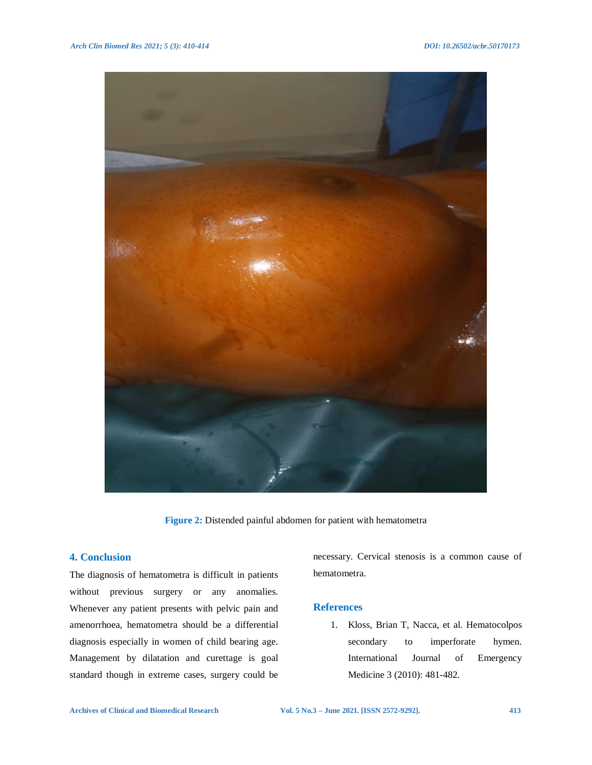**Figure 2:** Distended painful abdomen for patient with hematometra

## 4. Conclusion

The diagnosis of hematometra is difficult in patients without previous surgery or any anomalies. Whenever any patient presents with pelvic pain and amenorrhoea, hematometra should be a differential diagnosis especially in women of child bearing age. Management by dilatation and curettage is goal standard though in extreme cases, surgery could be necessary. Cervical stenosis is a common cause of hematometra.

## References

1. Kloss, Brian T, Nacca, et al. Hematocolpos secondary to imperforate hymen. International Journal of Emergency Medicine 3 (2010): 481-482.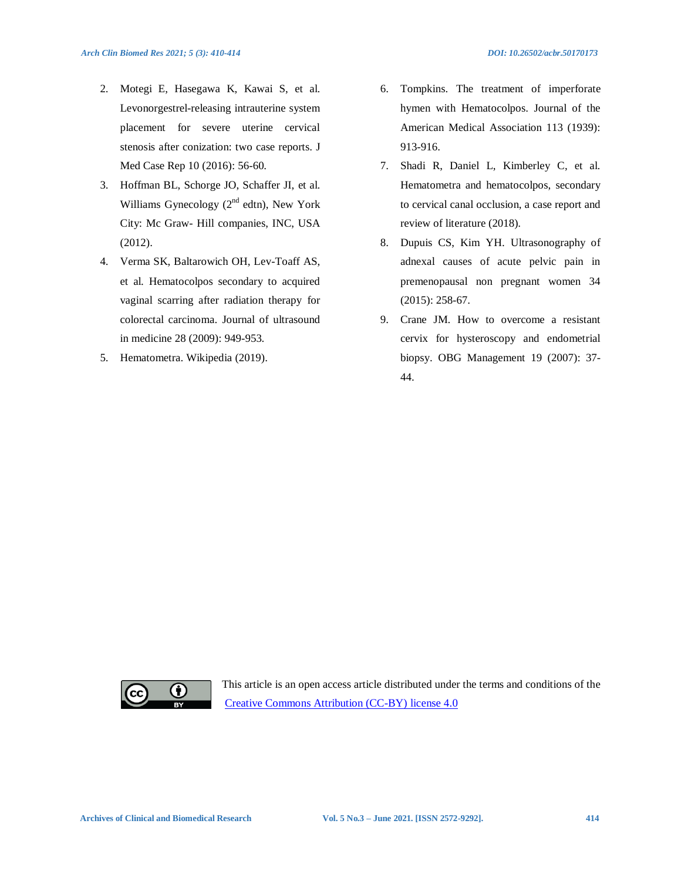2. Motegi E, Hasegawa K, Kawai S, et al. Levonorgestrel-releasing intrauterine system placement for severe uterine cervical stenosis after conization: two case reports. J Med Case Rep 10 (2016): 56-60.
3. Hoffman BL, Schorge JO, Schaffer JI, et al. Williams Gynecology (2nd edtn), New York City: Mc Graw- Hill companies, INC, USA (2012).
4. Verma SK, Baltarowich OH, Lev-Toaff AS, et al. Hematocolpos secondary to acquired vaginal scarring after radiation therapy for colorectal carcinoma. Journal of ultrasound in medicine 28 (2009): 949-953.
5. Hematometra. Wikipedia (2019).
6. Tompkins. The treatment of imperforate hymen with Hematocolpos. Journal of the American Medical Association 113 (1939): 913-916.
7. Shadi R, Daniel L, Kimberley C, et al. Hematometra and hematocolpos, secondary to cervical canal occlusion, a case report and review of literature (2018).
8. Dupuis CS, Kim YH. Ultrasonography of adnexal causes of acute pelvic pain in premenopausal non pregnant women 34 (2015): 258-67.
9. Crane JM. How to overcome a resistant cervix for hysteroscopy and endometrial biopsy. OBG Management 19 (2007): 37-44.

This article is an open access article distributed under the terms and conditions of the [Creative Commons Attribution (CC-BY) license 4.0]